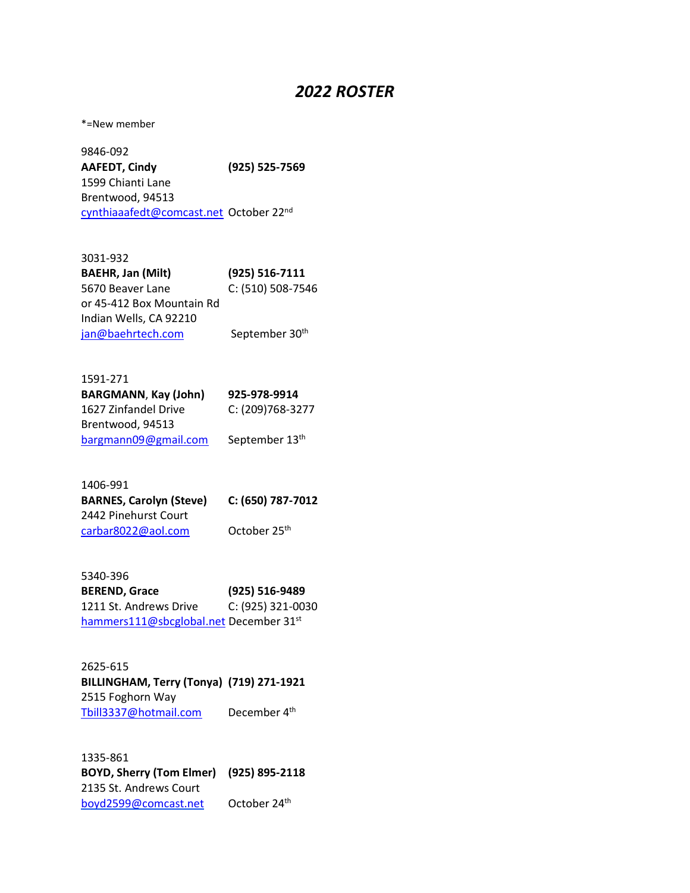# *2022 ROSTER*

*=New member

9846-092
**AAFEDT, Cindy** **(925) 525-7569**
1599 Chianti Lane
Brentwood, 94513
cynthiaaafedt@comcast.net October 22nd

3031-932
**BAEHR, Jan (Milt)** **(925) 516-7111**
5670 Beaver Lane C: (510) 508-7546
or 45-412 Box Mountain Rd
Indian Wells, CA 92210
jan@baehrtech.com September 30th

1591-271
**BARGMANN, Kay (John)** **925-978-9914**
1627 Zinfandel Drive C: (209)768-3277
Brentwood, 94513
bargmann09@gmail.com September 13th

1406-991
**BARNES, Carolyn (Steve)** **C: (650) 787-7012**
2442 Pinehurst Court
carbar8022@aol.com October 25th

5340-396
**BEREND, Grace** **(925) 516-9489**
1211 St. Andrews Drive C: (925) 321-0030
hammers111@sbcglobal.net December 31st

2625-615
**BILLINGHAM, Terry (Tonya)** **(719) 271-1921**
2515 Foghorn Way
Tbill3337@hotmail.com December 4th

1335-861
**BOYD, Sherry (Tom Elmer)** **(925) 895-2118**
2135 St. Andrews Court
boyd2599@comcast.net October 24th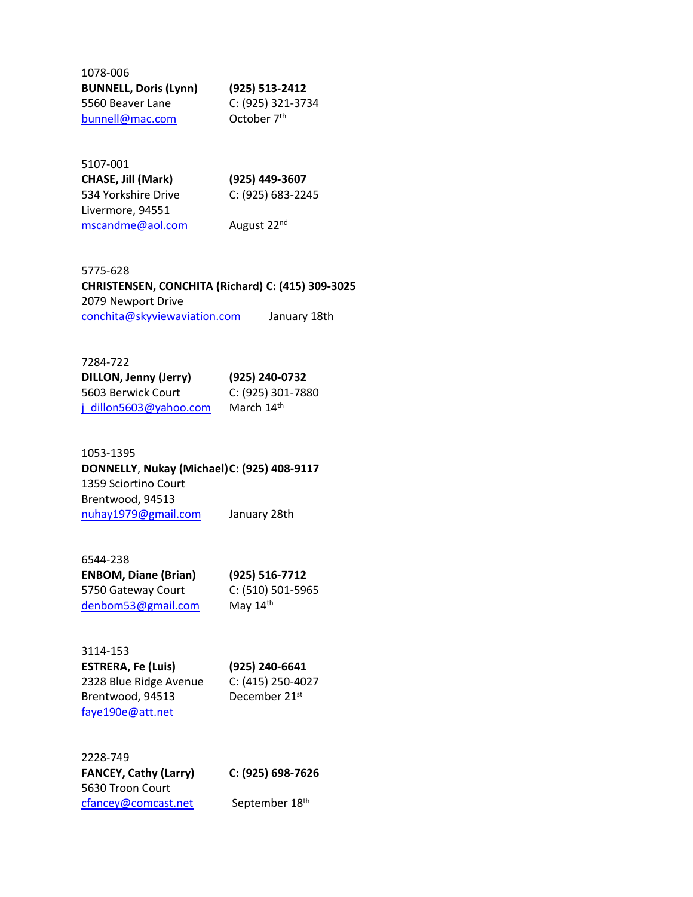1078-006
**BUNNELL, Doris (Lynn)** **(925) 513-2412**
5560 Beaver Lane C: (925) 321-3734
bunnell@mac.com October 7th

5107-001
**CHASE, Jill (Mark)** **(925) 449-3607**
534 Yorkshire Drive C: (925) 683-2245
Livermore, 94551
mscandme@aol.com August 22nd

5775-628
**CHRISTENSEN, CONCHITA (Richard) C: (415) 309-3025**
2079 Newport Drive
conchita@skyviewaviation.com January 18th

7284-722
**DILLON, Jenny (Jerry)** **(925) 240-0732**
5603 Berwick Court C: (925) 301-7880
j_dillon5603@yahoo.com March 14th

1053-1395
**DONNELLY**, **Nukay (Michael)** **C: (925) 408-9117**
1359 Sciortino Court
Brentwood, 94513
nuhay1979@gmail.com January 28th

6544-238
**ENBOM, Diane (Brian)** **(925) 516-7712**
5750 Gateway Court C: (510) 501-5965
denbom53@gmail.com May 14th

3114-153
**ESTRERA, Fe (Luis)** **(925) 240-6641**
2328 Blue Ridge Avenue C: (415) 250-4027
Brentwood, 94513 December 21st
faye190e@att.net

2228-749
**FANCEY, Cathy (Larry)** **C: (925) 698-7626**
5630 Troon Court
cfancey@comcast.net September 18th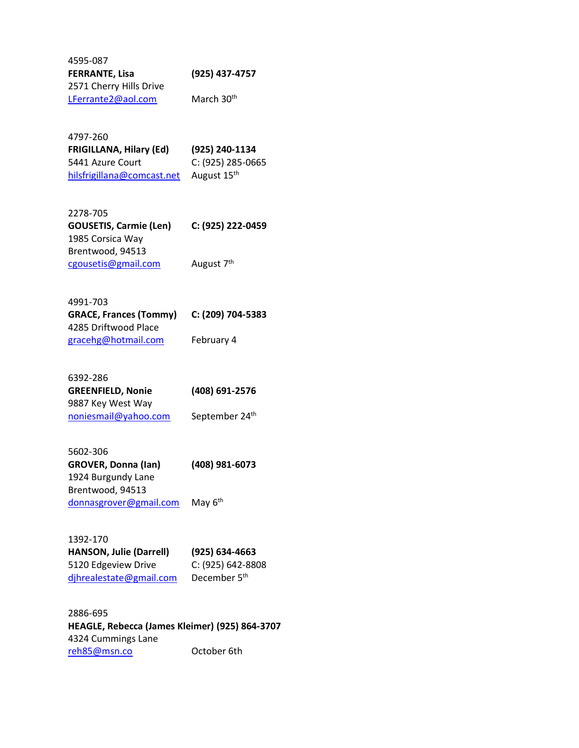4595-087
**FERRANTE, Lisa** **(925) 437-4757**
2571 Cherry Hills Drive
LFerrante2@aol.com March 30th

4797-260
**FRIGILLANA, Hilary (Ed)** **(925) 240-1134**
5441 Azure Court C: (925) 285-0665
hilsfrigillana@comcast.net August 15th

2278-705
**GOUSETIS, Carmie (Len)** **C: (925) 222-0459**
1985 Corsica Way
Brentwood, 94513
cgousetis@gmail.com August 7th

4991-703
**GRACE, Frances (Tommy)** **C: (209) 704-5383**
4285 Driftwood Place
gracehg@hotmail.com February 4

6392-286
**GREENFIELD, Nonie** **(408) 691-2576**
9887 Key West Way
noniesmail@yahoo.com September 24th

5602-306
**GROVER, Donna (Ian)** **(408) 981-6073**
1924 Burgundy Lane
Brentwood, 94513
donnasgrover@gmail.com May 6th

1392-170
**HANSON, Julie (Darrell)** **(925) 634-4663**
5120 Edgeview Drive C: (925) 642-8808
djhrealestate@gmail.com December 5th

2886-695
**HEAGLE, Rebecca (James Kleimer) (925) 864-3707**
4324 Cummings Lane
reh85@msn.co October 6th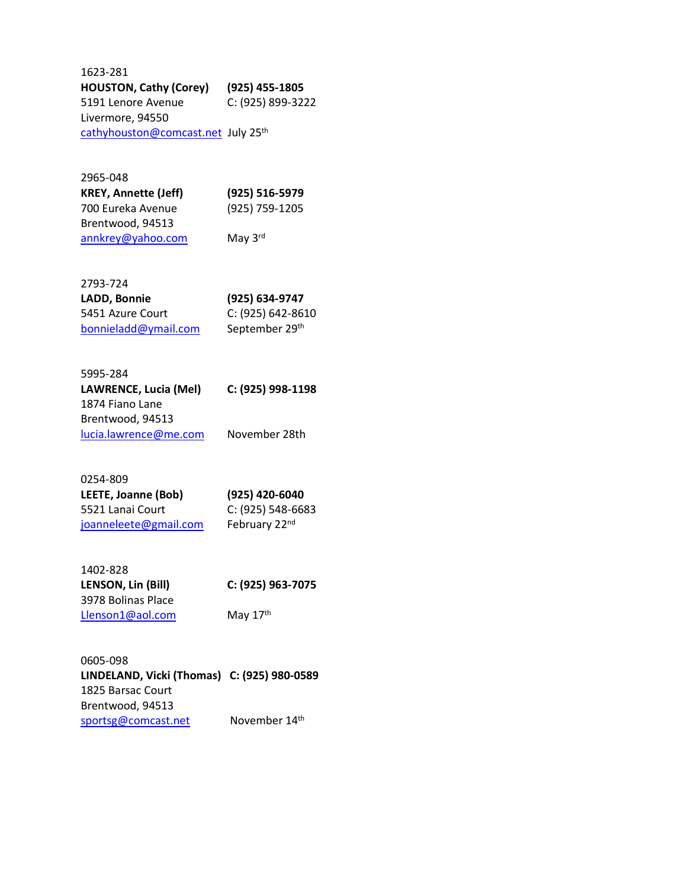1623-281
**HOUSTON, Cathy (Corey)** **(925) 455-1805**
5191 Lenore Avenue C: (925) 899-3222
Livermore, 94550
cathyhouston@comcast.net July 25th

2965-048
**KREY, Annette (Jeff)** **(925) 516-5979**
700 Eureka Avenue (925) 759-1205
Brentwood, 94513
annkrey@yahoo.com May 3rd

2793-724
**LADD, Bonnie** **(925) 634-9747**
5451 Azure Court C: (925) 642-8610
bonnieladd@ymail.com September 29th

5995-284
**LAWRENCE, Lucia (Mel)** **C: (925) 998-1198**
1874 Fiano Lane
Brentwood, 94513
lucia.lawrence@me.com November 28th

0254-809
**LEETE, Joanne (Bob)** **(925) 420-6040**
5521 Lanai Court C: (925) 548-6683
joanneleete@gmail.com February 22nd

1402-828
**LENSON, Lin (Bill)** **C: (925) 963-7075**
3978 Bolinas Place
Llenson1@aol.com May 17th

0605-098
**LINDELAND, Vicki (Thomas)** **C: (925) 980-0589**
1825 Barsac Court
Brentwood, 94513
sportsg@comcast.net November 14th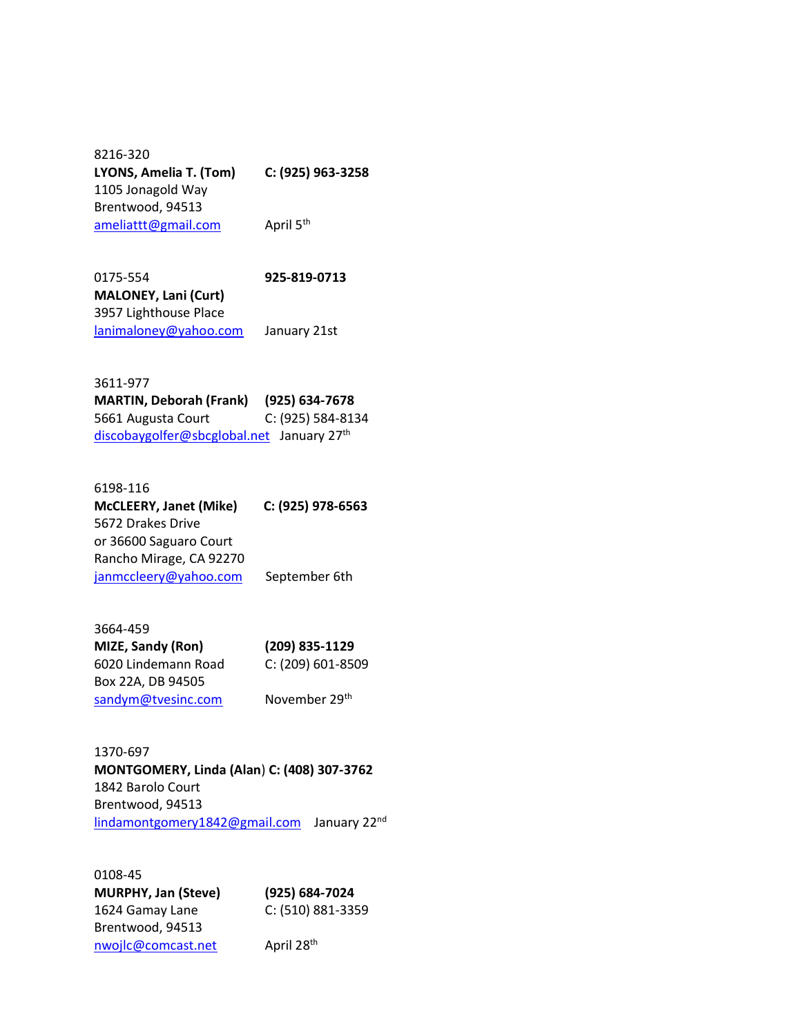8216-320
**LYONS, Amelia T. (Tom)** **C: (925) 963-3258**
1105 Jonagold Way
Brentwood, 94513
ameliattt@gmail.com April 5th

0175-554 **925-819-0713**
**MALONEY, Lani (Curt)**
3957 Lighthouse Place
lanimaloney@yahoo.com January 21st

3611-977
**MARTIN, Deborah (Frank)** **(925) 634-7678**
5661 Augusta Court C: (925) 584-8134
discobaygolfer@sbcglobal.net January 27th

6198-116
**McCLEERY, Janet (Mike)** **C: (925) 978-6563**
5672 Drakes Drive
or 36600 Saguaro Court
Rancho Mirage, CA 92270
janmccleery@yahoo.com September 6th

3664-459
**MIZE, Sandy (Ron)** **(209) 835-1129**
6020 Lindemann Road C: (209) 601-8509
Box 22A, DB 94505
sandym@tvesinc.com November 29th

1370-697
**MONTGOMERY, Linda (Alan)** **C: (408) 307-3762**
1842 Barolo Court
Brentwood, 94513
lindamontgomery1842@gmail.com January 22nd

0108-45
**MURPHY, Jan (Steve)** **(925) 684-7024**
1624 Gamay Lane C: (510) 881-3359
Brentwood, 94513
nwojlc@comcast.net April 28th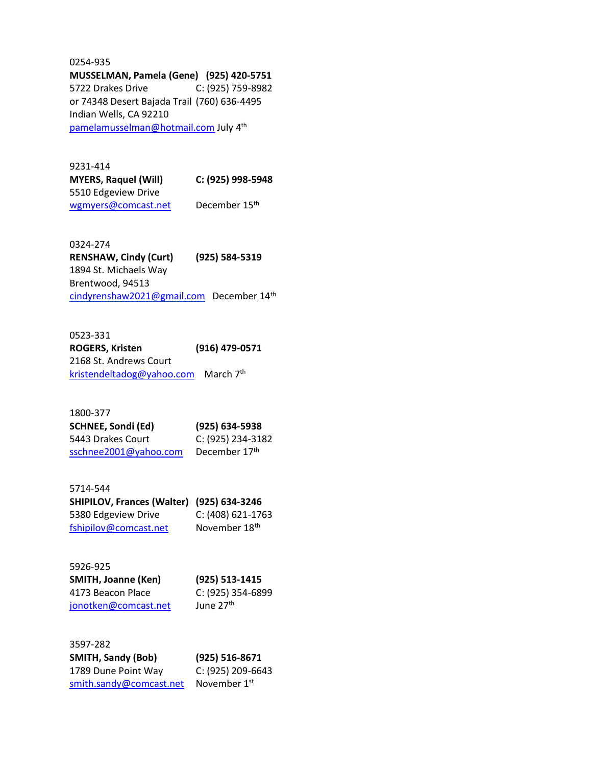0254-935
**MUSSELMAN, Pamela (Gene)** **(925) 420-5751**
5722 Drakes Drive C: (925) 759-8982
or 74348 Desert Bajada Trail (760) 636-4495
Indian Wells, CA 92210
pamelamusselman@hotmail.com July 4th

9231-414
**MYERS, Raquel (Will)** **C: (925) 998-5948**
5510 Edgeview Drive
wgmyers@comcast.net December 15th

0324-274
**RENSHAW, Cindy (Curt)** **(925) 584-5319**
1894 St. Michaels Way
Brentwood, 94513
cindyrenshaw2021@gmail.com December 14th

0523-331
**ROGERS, Kristen** **(916) 479-0571**
2168 St. Andrews Court
kristendeltadog@yahoo.com March 7th

1800-377
**SCHNEE, Sondi (Ed)** **(925) 634-5938**
5443 Drakes Court C: (925) 234-3182
sschnee2001@yahoo.com December 17th

5714-544
**SHIPILOV, Frances (Walter)** **(925) 634-3246**
5380 Edgeview Drive C: (408) 621-1763
fshipilov@comcast.net November 18th

5926-925
**SMITH, Joanne (Ken)** **(925) 513-1415**
4173 Beacon Place C: (925) 354-6899
jonotken@comcast.net June 27th

3597-282
**SMITH, Sandy (Bob)** **(925) 516-8671**
1789 Dune Point Way C: (925) 209-6643
smith.sandy@comcast.net November 1st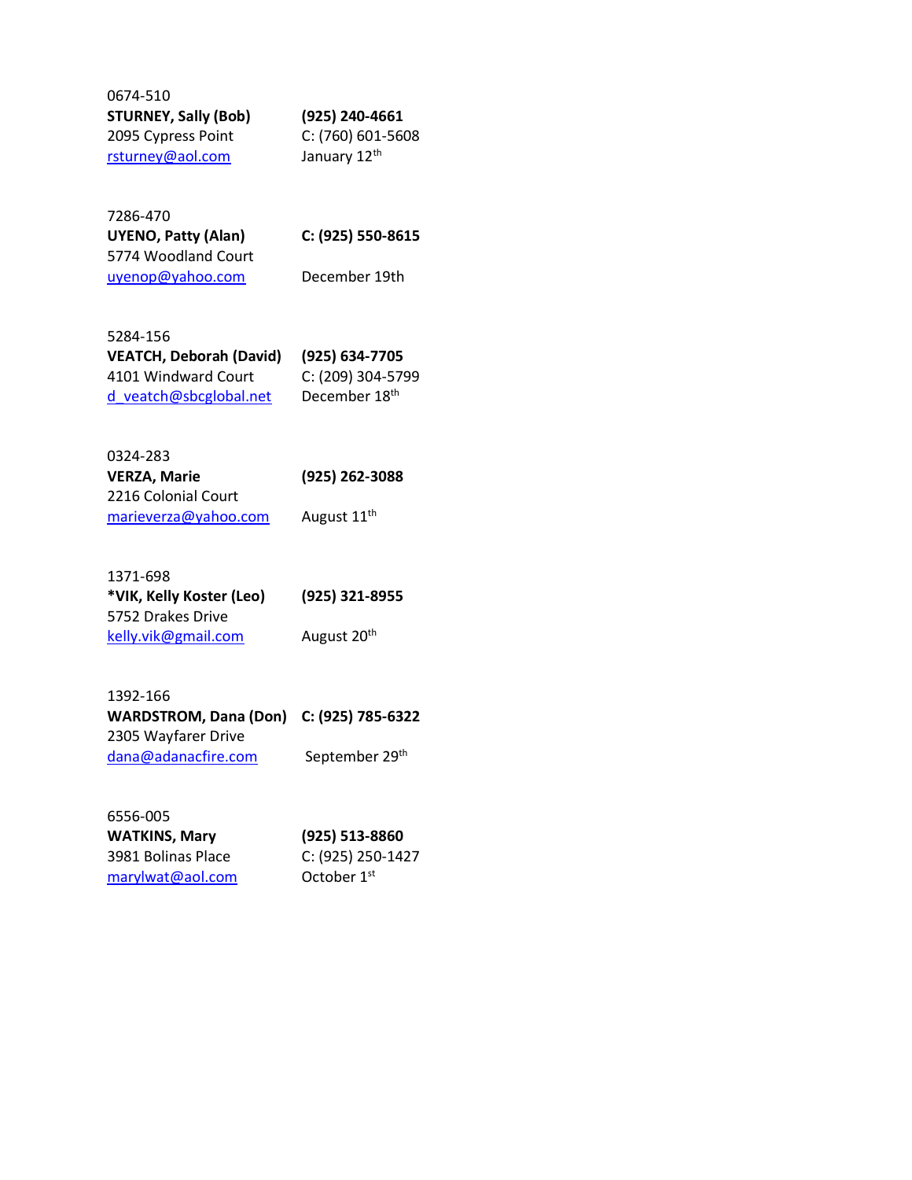0674-510
**STURNEY, Sally (Bob)** **(925) 240-4661**
2095 Cypress Point C: (760) 601-5608
rsturney@aol.com January 12th

7286-470
**UYENO, Patty (Alan)** **C: (925) 550-8615**
5774 Woodland Court
uyenop@yahoo.com December 19th

5284-156
**VEATCH, Deborah (David)** **(925) 634-7705**
4101 Windward Court C: (209) 304-5799
d_veatch@sbcglobal.net December 18th

0324-283
**VERZA, Marie** **(925) 262-3088**
2216 Colonial Court
marieverza@yahoo.com August 11th

1371-698
***VIK, Kelly Koster (Leo)** **(925) 321-8955**
5752 Drakes Drive
kelly.vik@gmail.com August 20th

1392-166
**WARDSTROM, Dana (Don)** **C: (925) 785-6322**
2305 Wayfarer Drive
dana@adanacfire.com September 29th

6556-005
**WATKINS, Mary** **(925) 513-8860**
3981 Bolinas Place C: (925) 250-1427
marylwat@aol.com October 1st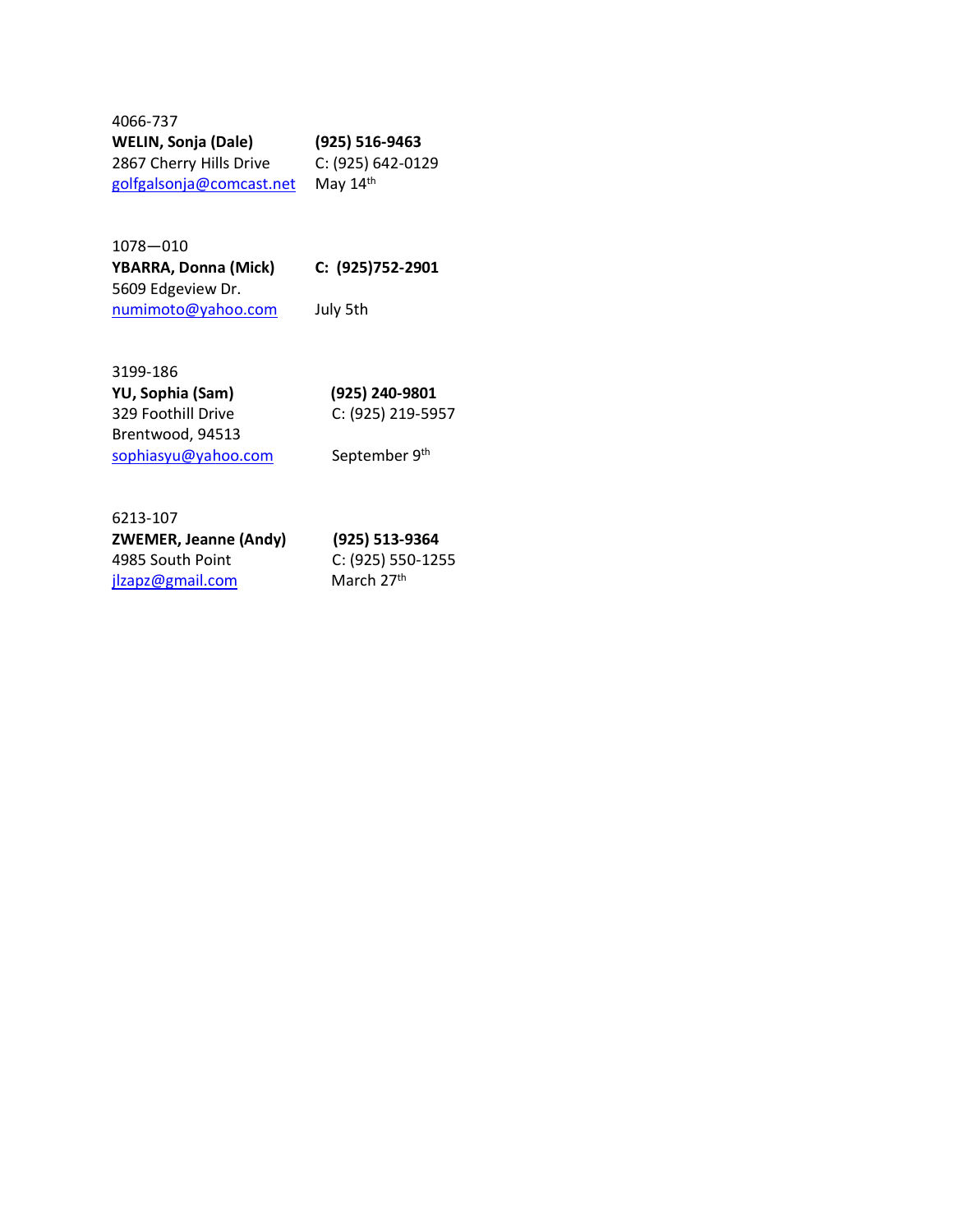4066-737
**WELIN, Sonja (Dale)** **(925) 516-9463**
2867 Cherry Hills Drive C: (925) 642-0129
golfgalsonja@comcast.net May 14th

1078—010
**YBARRA, Donna (Mick)** **C: (925)752-2901**
5609 Edgeview Dr.
numimoto@yahoo.com July 5th

3199-186
**YU, Sophia (Sam)** **(925) 240-9801**
329 Foothill Drive C: (925) 219-5957
Brentwood, 94513
sophiasyu@yahoo.com September 9th

6213-107
**ZWEMER, Jeanne (Andy)** **(925) 513-9364**
4985 South Point C: (925) 550-1255
jlzapz@gmail.com March 27th